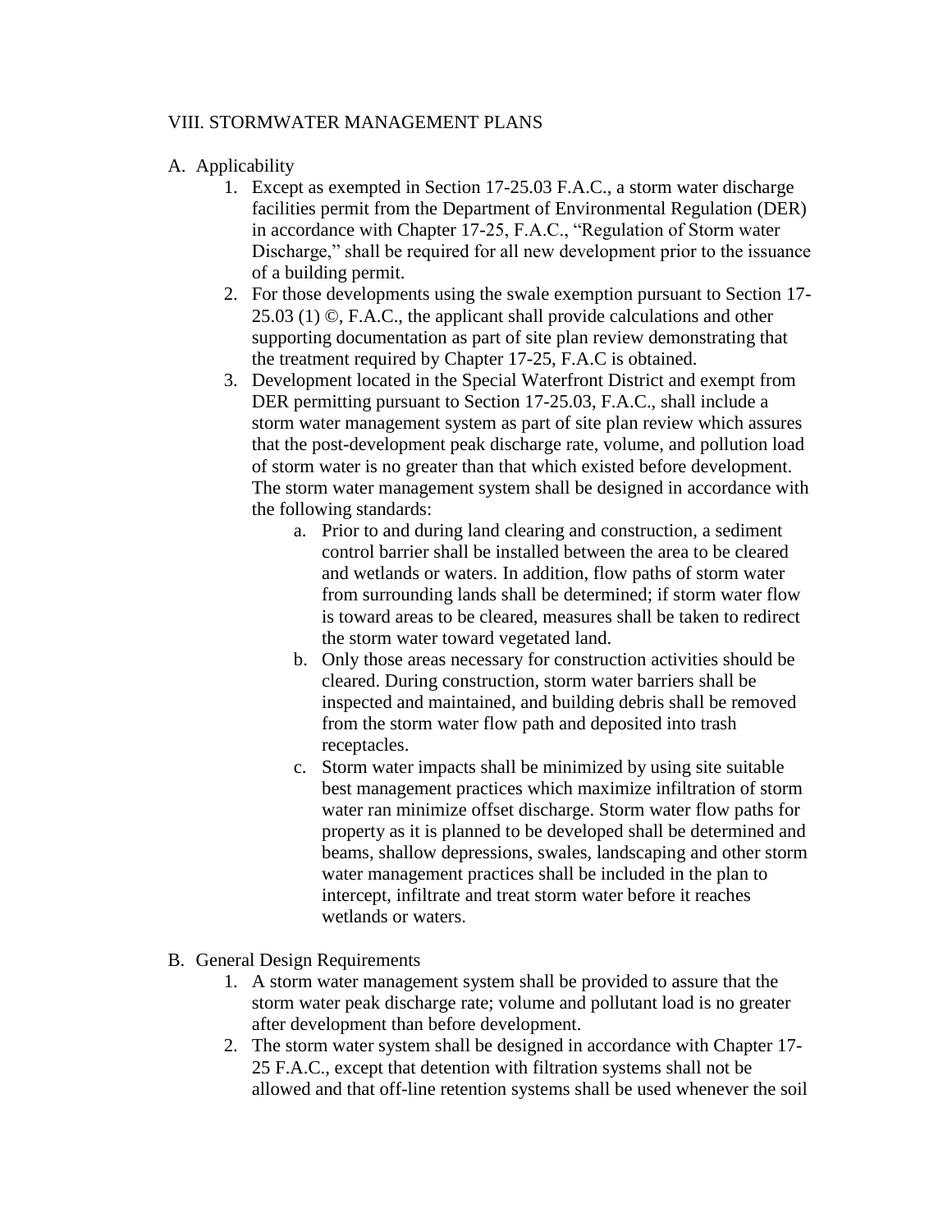## VIII. STORMWATER MANAGEMENT PLANS

A. Applicability

1. Except as exempted in Section 17-25.03 F.A.C., a storm water discharge facilities permit from the Department of Environmental Regulation (DER) in accordance with Chapter 17-25, F.A.C., "Regulation of Storm water Discharge," shall be required for all new development prior to the issuance of a building permit.
2. For those developments using the swale exemption pursuant to Section 17-25.03 (1) ©, F.A.C., the applicant shall provide calculations and other supporting documentation as part of site plan review demonstrating that the treatment required by Chapter 17-25, F.A.C is obtained.
3. Development located in the Special Waterfront District and exempt from DER permitting pursuant to Section 17-25.03, F.A.C., shall include a storm water management system as part of site plan review which assures that the post-development peak discharge rate, volume, and pollution load of storm water is no greater than that which existed before development. The storm water management system shall be designed in accordance with the following standards:
   a. Prior to and during land clearing and construction, a sediment control barrier shall be installed between the area to be cleared and wetlands or waters. In addition, flow paths of storm water from surrounding lands shall be determined; if storm water flow is toward areas to be cleared, measures shall be taken to redirect the storm water toward vegetated land.
   b. Only those areas necessary for construction activities should be cleared. During construction, storm water barriers shall be inspected and maintained, and building debris shall be removed from the storm water flow path and deposited into trash receptacles.
   c. Storm water impacts shall be minimized by using site suitable best management practices which maximize infiltration of storm water ran minimize offset discharge. Storm water flow paths for property as it is planned to be developed shall be determined and beams, shallow depressions, swales, landscaping and other storm water management practices shall be included in the plan to intercept, infiltrate and treat storm water before it reaches wetlands or waters.

B. General Design Requirements

1. A storm water management system shall be provided to assure that the storm water peak discharge rate; volume and pollutant load is no greater after development than before development.
2. The storm water system shall be designed in accordance with Chapter 17-25 F.A.C., except that detention with filtration systems shall not be allowed and that off-line retention systems shall be used whenever the soil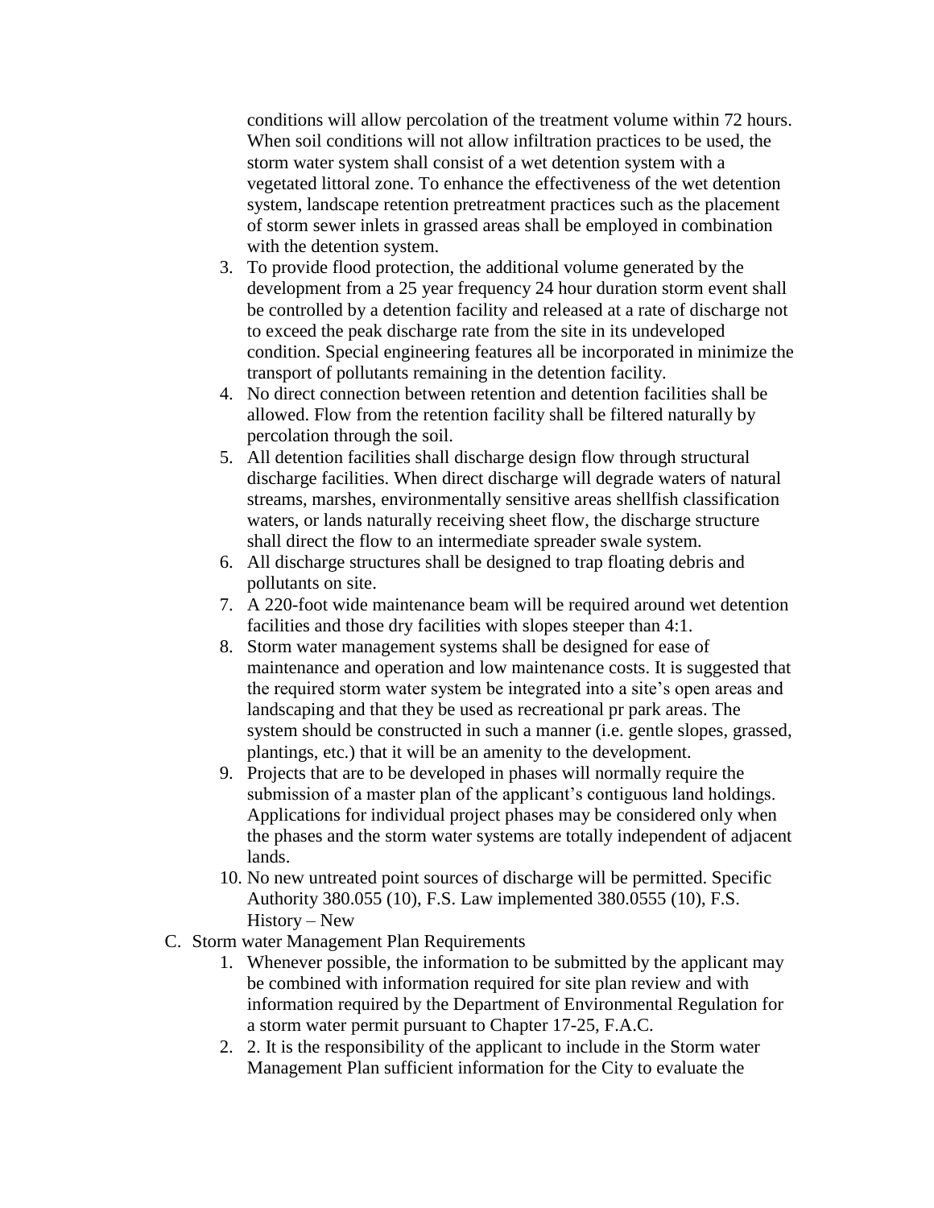conditions will allow percolation of the treatment volume within 72 hours. When soil conditions will not allow infiltration practices to be used, the storm water system shall consist of a wet detention system with a vegetated littoral zone. To enhance the effectiveness of the wet detention system, landscape retention pretreatment practices such as the placement of storm sewer inlets in grassed areas shall be employed in combination with the detention system.

3. To provide flood protection, the additional volume generated by the development from a 25 year frequency 24 hour duration storm event shall be controlled by a detention facility and released at a rate of discharge not to exceed the peak discharge rate from the site in its undeveloped condition. Special engineering features all be incorporated in minimize the transport of pollutants remaining in the detention facility.
4. No direct connection between retention and detention facilities shall be allowed. Flow from the retention facility shall be filtered naturally by percolation through the soil.
5. All detention facilities shall discharge design flow through structural discharge facilities. When direct discharge will degrade waters of natural streams, marshes, environmentally sensitive areas shellfish classification waters, or lands naturally receiving sheet flow, the discharge structure shall direct the flow to an intermediate spreader swale system.
6. All discharge structures shall be designed to trap floating debris and pollutants on site.
7. A 220-foot wide maintenance beam will be required around wet detention facilities and those dry facilities with slopes steeper than 4:1.
8. Storm water management systems shall be designed for ease of maintenance and operation and low maintenance costs. It is suggested that the required storm water system be integrated into a site's open areas and landscaping and that they be used as recreational pr park areas. The system should be constructed in such a manner (i.e. gentle slopes, grassed, plantings, etc.) that it will be an amenity to the development.
9. Projects that are to be developed in phases will normally require the submission of a master plan of the applicant's contiguous land holdings. Applications for individual project phases may be considered only when the phases and the storm water systems are totally independent of adjacent lands.
10. No new untreated point sources of discharge will be permitted. Specific Authority 380.055 (10), F.S. Law implemented 380.0555 (10), F.S. History – New

C. Storm water Management Plan Requirements

1. Whenever possible, the information to be submitted by the applicant may be combined with information required for site plan review and with information required by the Department of Environmental Regulation for a storm water permit pursuant to Chapter 17-25, F.A.C.
2. 2. It is the responsibility of the applicant to include in the Storm water Management Plan sufficient information for the City to evaluate the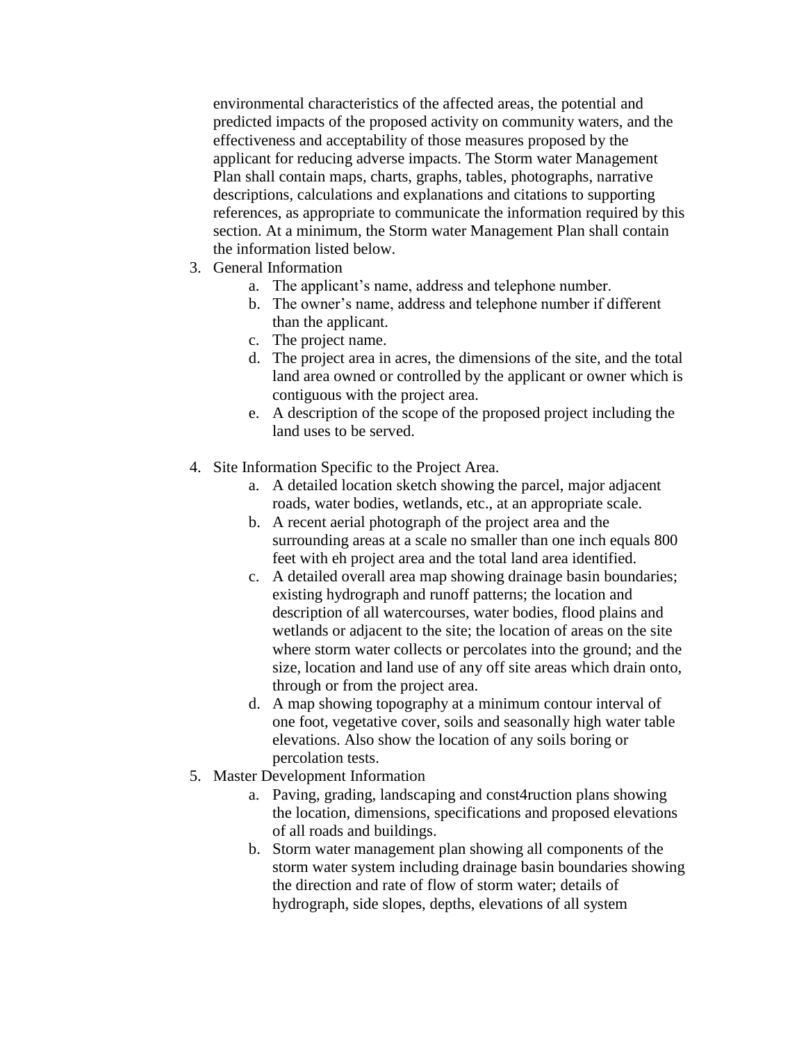environmental characteristics of the affected areas, the potential and predicted impacts of the proposed activity on community waters, and the effectiveness and acceptability of those measures proposed by the applicant for reducing adverse impacts. The Storm water Management Plan shall contain maps, charts, graphs, tables, photographs, narrative descriptions, calculations and explanations and citations to supporting references, as appropriate to communicate the information required by this section. At a minimum, the Storm water Management Plan shall contain the information listed below.

3. General Information
    a. The applicant's name, address and telephone number.
    b. The owner's name, address and telephone number if different than the applicant.
    c. The project name.
    d. The project area in acres, the dimensions of the site, and the total land area owned or controlled by the applicant or owner which is contiguous with the project area.
    e. A description of the scope of the proposed project including the land uses to be served.

4. Site Information Specific to the Project Area.
    a. A detailed location sketch showing the parcel, major adjacent roads, water bodies, wetlands, etc., at an appropriate scale.
    b. A recent aerial photograph of the project area and the surrounding areas at a scale no smaller than one inch equals 800 feet with eh project area and the total land area identified.
    c. A detailed overall area map showing drainage basin boundaries; existing hydrograph and runoff patterns; the location and description of all watercourses, water bodies, flood plains and wetlands or adjacent to the site; the location of areas on the site where storm water collects or percolates into the ground; and the size, location and land use of any off site areas which drain onto, through or from the project area.
    d. A map showing topography at a minimum contour interval of one foot, vegetative cover, soils and seasonally high water table elevations. Also show the location of any soils boring or percolation tests.

5. Master Development Information
    a. Paving, grading, landscaping and const4ruction plans showing the location, dimensions, specifications and proposed elevations of all roads and buildings.
    b. Storm water management plan showing all components of the storm water system including drainage basin boundaries showing the direction and rate of flow of storm water; details of hydrograph, side slopes, depths, elevations of all system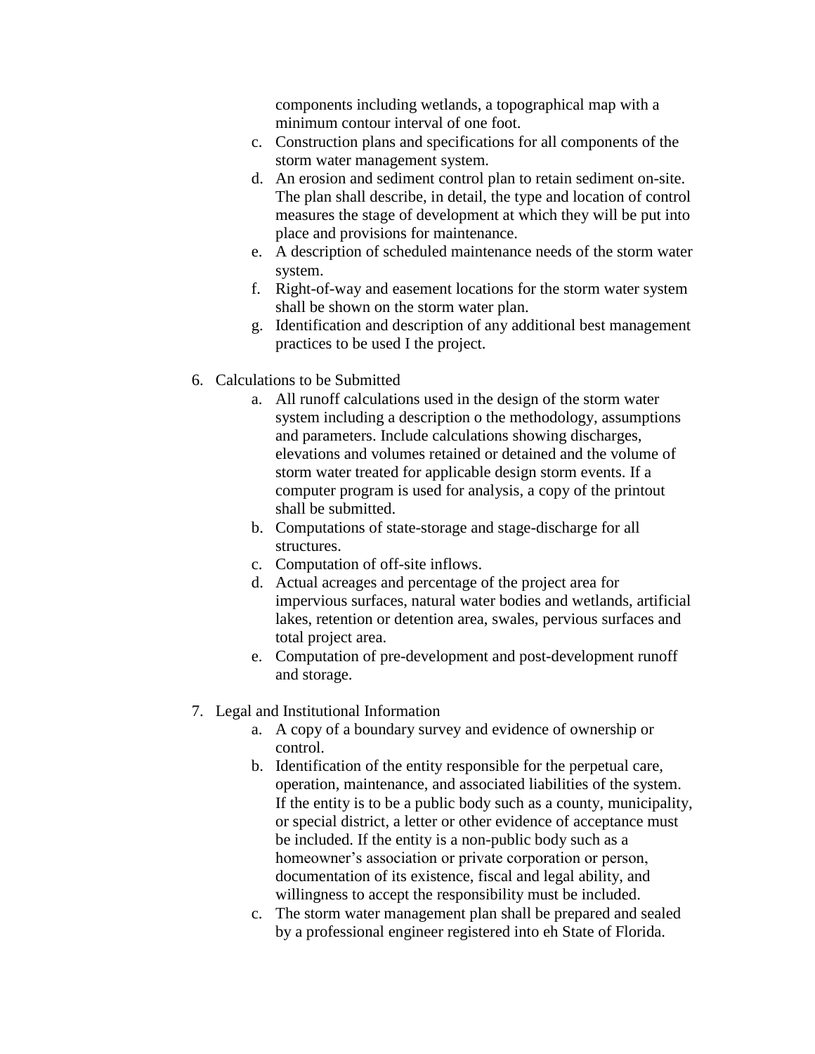components including wetlands, a topographical map with a minimum contour interval of one foot.

   c. Construction plans and specifications for all components of the storm water management system.
   d. An erosion and sediment control plan to retain sediment on-site. The plan shall describe, in detail, the type and location of control measures the stage of development at which they will be put into place and provisions for maintenance.
   e. A description of scheduled maintenance needs of the storm water system.
   f. Right-of-way and easement locations for the storm water system shall be shown on the storm water plan.
   g. Identification and description of any additional best management practices to be used I the project.

6. Calculations to be Submitted
   a. All runoff calculations used in the design of the storm water system including a description o the methodology, assumptions and parameters. Include calculations showing discharges, elevations and volumes retained or detained and the volume of storm water treated for applicable design storm events. If a computer program is used for analysis, a copy of the printout shall be submitted.
   b. Computations of state-storage and stage-discharge for all structures.
   c. Computation of off-site inflows.
   d. Actual acreages and percentage of the project area for impervious surfaces, natural water bodies and wetlands, artificial lakes, retention or detention area, swales, pervious surfaces and total project area.
   e. Computation of pre-development and post-development runoff and storage.

7. Legal and Institutional Information
   a. A copy of a boundary survey and evidence of ownership or control.
   b. Identification of the entity responsible for the perpetual care, operation, maintenance, and associated liabilities of the system. If the entity is to be a public body such as a county, municipality, or special district, a letter or other evidence of acceptance must be included. If the entity is a non-public body such as a homeowner's association or private corporation or person, documentation of its existence, fiscal and legal ability, and willingness to accept the responsibility must be included.
   c. The storm water management plan shall be prepared and sealed by a professional engineer registered into eh State of Florida.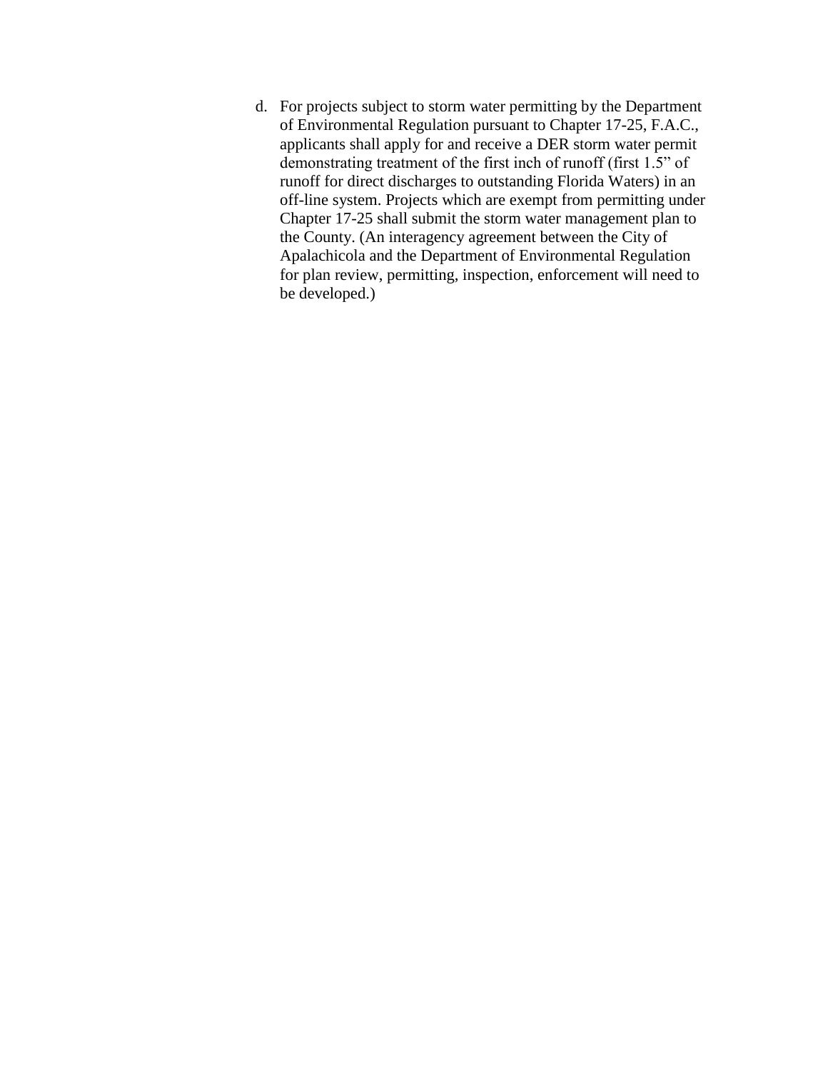d. For projects subject to storm water permitting by the Department of Environmental Regulation pursuant to Chapter 17-25, F.A.C., applicants shall apply for and receive a DER storm water permit demonstrating treatment of the first inch of runoff (first 1.5" of runoff for direct discharges to outstanding Florida Waters) in an off-line system. Projects which are exempt from permitting under Chapter 17-25 shall submit the storm water management plan to the County. (An interagency agreement between the City of Apalachicola and the Department of Environmental Regulation for plan review, permitting, inspection, enforcement will need to be developed.)